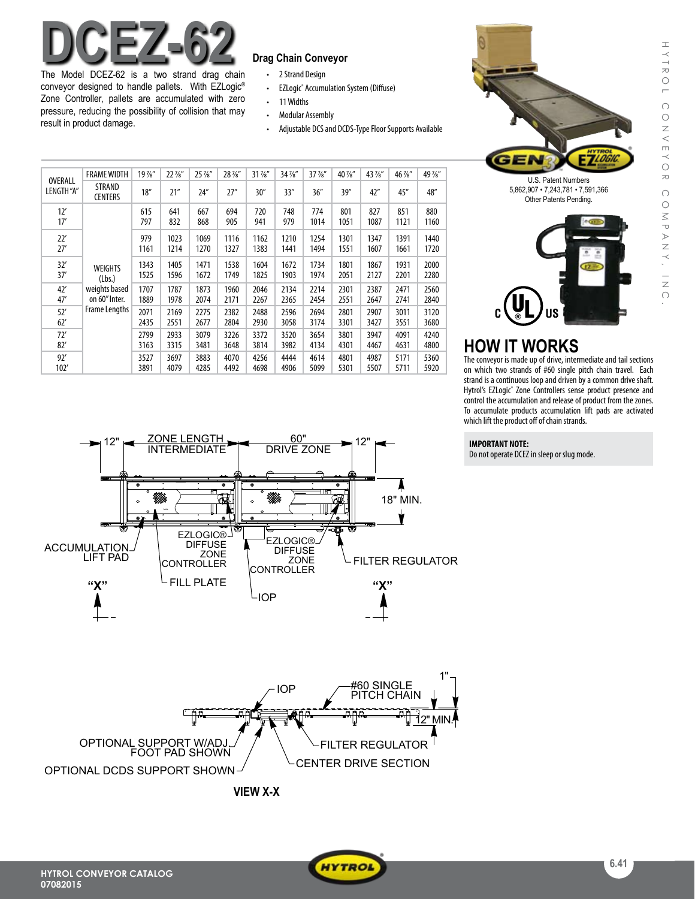# DCEZ-62

The Model DCEZ-62 is a two strand drag chain conveyor designed to handle pallets. With EZLogic® Zone Controller, pallets are accumulated with zero pressure, reducing the possibility of collision that may result in product damage.

## Drag Chain Conveyor

- 2 Strand Design
- EZLogic® Accumulation System (Diffuse)
- 11 Widths
- Modular Assembly
- Adjustable DCS and DCDS-Type Floor Supports Available

| OVERALL LENGTH "A" | FRAME WIDTH | 19 ⅞" | 22 ⅞" | 25 ⅞" | 28 ⅞" | 31 ⅞" | 34 ⅞" | 37 ⅞" | 40 ⅞" | 43 ⅞" | 46 ⅞" | 49 ⅞" |
|---|---|---|---|---|---|---|---|---|---|---|---|---|
| | STRAND CENTERS | 18" | 21" | 24" | 27" | 30" | 33" | 36" | 39" | 42" | 45" | 48" |
| 12' | WEIGHTS (Lbs.) weights based on 60" Inter. Frame Lengths | 615 | 641 | 667 | 694 | 720 | 748 | 774 | 801 | 827 | 851 | 880 |
| 17' | | 797 | 832 | 868 | 905 | 941 | 979 | 1014 | 1051 | 1087 | 1121 | 1160 |
| 22' | | 979 | 1023 | 1069 | 1116 | 1162 | 1210 | 1254 | 1301 | 1347 | 1391 | 1440 |
| 27' | | 1161 | 1214 | 1270 | 1327 | 1383 | 1441 | 1494 | 1551 | 1607 | 1661 | 1720 |
| 32' | | 1343 | 1405 | 1471 | 1538 | 1604 | 1672 | 1734 | 1801 | 1867 | 1931 | 2000 |
| 37' | | 1525 | 1596 | 1672 | 1749 | 1825 | 1903 | 1974 | 2051 | 2127 | 2201 | 2280 |
| 42' | | 1707 | 1787 | 1873 | 1960 | 2046 | 2134 | 2214 | 2301 | 2387 | 2471 | 2560 |
| 47' | | 1889 | 1978 | 2074 | 2171 | 2267 | 2365 | 2454 | 2551 | 2647 | 2741 | 2840 |
| 52' | | 2071 | 2169 | 2275 | 2382 | 2488 | 2596 | 2694 | 2801 | 2907 | 3011 | 3120 |
| 62' | | 2435 | 2551 | 2677 | 2804 | 2930 | 3058 | 3174 | 3301 | 3427 | 3551 | 3680 |
| 72' | | 2799 | 2933 | 3079 | 3226 | 3372 | 3520 | 3654 | 3801 | 3947 | 4091 | 4240 |
| 82' | | 3163 | 3315 | 3481 | 3648 | 3814 | 3982 | 4134 | 4301 | 4467 | 4631 | 4800 |
| 92' | | 3527 | 3697 | 3883 | 4070 | 4256 | 4444 | 4614 | 4801 | 4987 | 5171 | 5360 |
| 102' | | 3891 | 4079 | 4285 | 4492 | 4698 | 4906 | 5099 | 5301 | 5507 | 5711 | 5920 |

U.S. Patent Numbers
5,862,907 • 7,243,781 • 7,591,366
Other Patents Pending.

12" | ZONE LENGTH INTERMEDIATE | 60" DRIVE ZONE | 12"

18" MIN.

ACCUMULATION LIFT PAD — EZLOGIC® DIFFUSE ZONE CONTROLLER — FILL PLATE — EZLOGIC® DIFFUSE ZONE CONTROLLER — IOP — FILTER REGULATOR

"X" "X"

IOP — #60 SINGLE PITCH CHAIN — 1" — 12" MIN. — OPTIONAL SUPPORT W/ADJ. FOOT PAD SHOWN — OPTIONAL DCDS SUPPORT SHOWN — FILTER REGULATOR — CENTER DRIVE SECTION

**VIEW X-X**

## HOW IT WORKS

The conveyor is made up of drive, intermediate and tail sections on which two strands of #60 single pitch chain travel. Each strand is a continuous loop and driven by a common drive shaft. Hytrol's EZLogic® Zone Controllers sense product presence and control the accumulation and release of product from the zones. To accumulate products accumulation lift pads are activated which lift the product off of chain strands.

**IMPORTANT NOTE:**
Do not operate DCEZ in sleep or slug mode.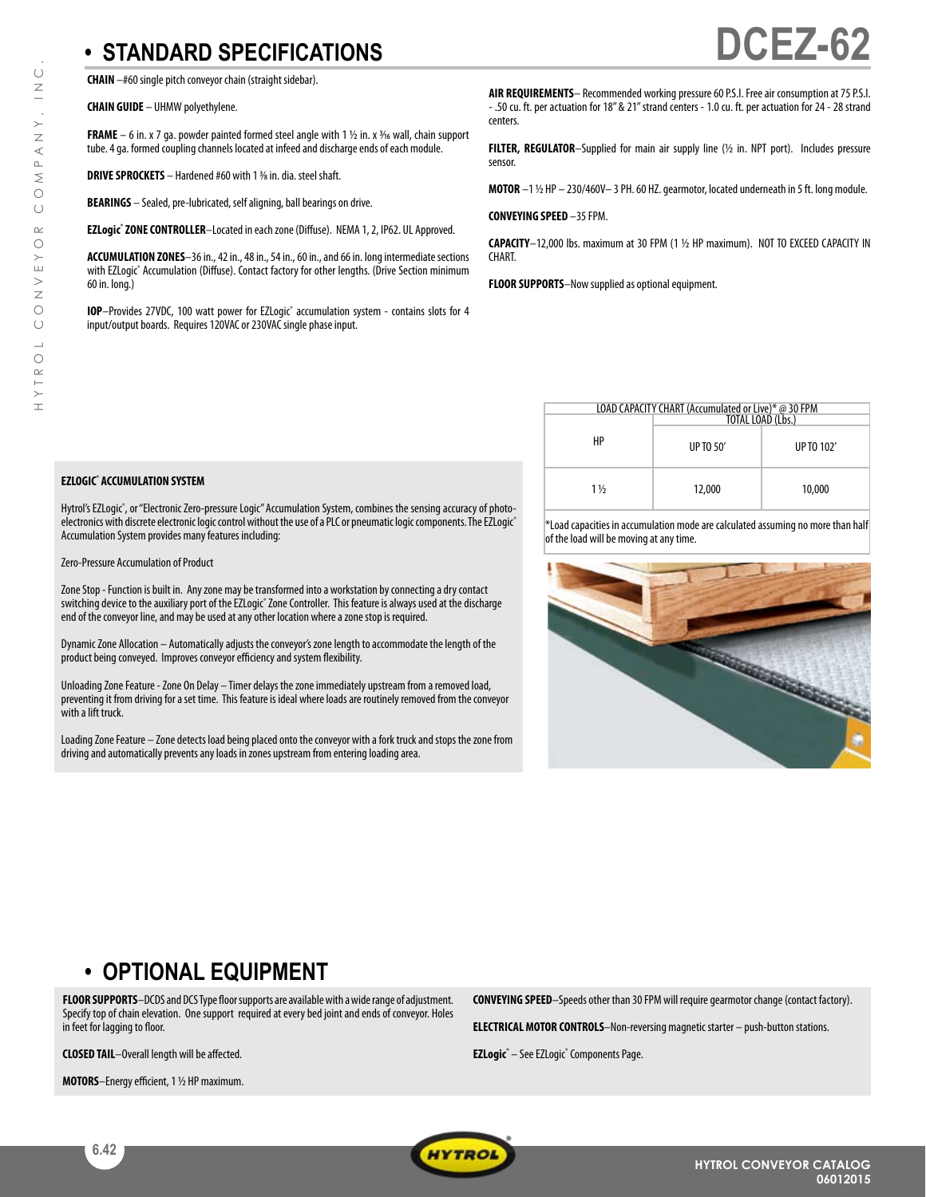# DCEZ-62

## • STANDARD SPECIFICATIONS

**CHAIN** –#60 single pitch conveyor chain (straight sidebar).

**CHAIN GUIDE** – UHMW polyethylene.

**FRAME** – 6 in. x 7 ga. powder painted formed steel angle with 1 ½ in. x 3⁄16 wall, chain support tube. 4 ga. formed coupling channels located at infeed and discharge ends of each module.

**DRIVE SPROCKETS** – Hardened #60 with 1 3⁄8 in. dia. steel shaft.

**BEARINGS** – Sealed, pre-lubricated, self aligning, ball bearings on drive.

**EZLogic® ZONE CONTROLLER**–Located in each zone (Diffuse). NEMA 1, 2, IP62. UL Approved.

**ACCUMULATION ZONES**–36 in., 42 in., 48 in., 54 in., 60 in., and 66 in. long intermediate sections with EZLogic® Accumulation (Diffuse). Contact factory for other lengths. (Drive Section minimum 60 in. long.)

**IOP**–Provides 27VDC, 100 watt power for EZLogic® accumulation system - contains slots for 4 input/output boards. Requires 120VAC or 230VAC single phase input.

**AIR REQUIREMENTS**– Recommended working pressure 60 P.S.I. Free air consumption at 75 P.S.I. - .50 cu. ft. per actuation for 18" & 21" strand centers - 1.0 cu. ft. per actuation for 24 - 28 strand centers.

**FILTER, REGULATOR**–Supplied for main air supply line (½ in. NPT port). Includes pressure sensor.

**MOTOR** –1 ½ HP – 230/460V– 3 PH. 60 HZ. gearmotor, located underneath in 5 ft. long module.

**CONVEYING SPEED** –35 FPM.

**CAPACITY**–12,000 lbs. maximum at 30 FPM (1 ½ HP maximum). NOT TO EXCEED CAPACITY IN CHART.

**FLOOR SUPPORTS**–Now supplied as optional equipment.

LOAD CAPACITY CHART (Accumulated or Live)* @ 30 FPM

| HP | TOTAL LOAD (Lbs.) | |
|---|---|---|
| | UP TO 50' | UP TO 102' |
| 1 ½ | 12,000 | 10,000 |

*Load capacities in accumulation mode are calculated assuming no more than half of the load will be moving at any time.

### EZLOGIC® ACCUMULATION SYSTEM

Hytrol's EZLogic®, or "Electronic Zero-pressure Logic" Accumulation System, combines the sensing accuracy of photo-electronics with discrete electronic logic control without the use of a PLC or pneumatic logic components. The EZLogic® Accumulation System provides many features including:

Zero-Pressure Accumulation of Product

Zone Stop - Function is built in. Any zone may be transformed into a workstation by connecting a dry contact switching device to the auxiliary port of the EZLogic® Zone Controller. This feature is always used at the discharge end of the conveyor line, and may be used at any other location where a zone stop is required.

Dynamic Zone Allocation – Automatically adjusts the conveyor's zone length to accommodate the length of the product being conveyed. Improves conveyor efficiency and system flexibility.

Unloading Zone Feature - Zone On Delay – Timer delays the zone immediately upstream from a removed load, preventing it from driving for a set time. This feature is ideal where loads are routinely removed from the conveyor with a lift truck.

Loading Zone Feature – Zone detects load being placed onto the conveyor with a fork truck and stops the zone from driving and automatically prevents any loads in zones upstream from entering loading area.

## • OPTIONAL EQUIPMENT

**FLOOR SUPPORTS**–DCDS and DCS Type floor supports are available with a wide range of adjustment. Specify top of chain elevation. One support required at every bed joint and ends of conveyor. Holes in feet for lagging to floor.

**CLOSED TAIL**–Overall length will be affected.

**MOTORS**–Energy efficient, 1 ½ HP maximum.

**CONVEYING SPEED**–Speeds other than 30 FPM will require gearmotor change (contact factory).

**ELECTRICAL MOTOR CONTROLS**–Non-reversing magnetic starter – push-button stations.

**EZLogic®** – See EZLogic® Components Page.